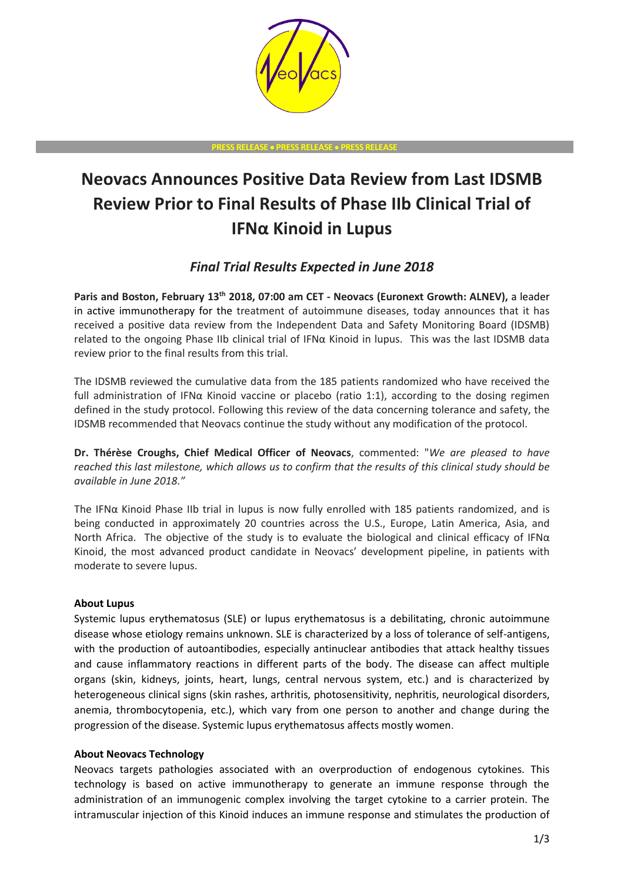PRESS RELEASE • PRESS RELEASE • PRESS RELEASE

# Neovacs Announces Positive Data Review from Last IDSMB Review Prior to Final Results of Phase IIb Clinical Trial of IFNα Kinoid in Lupus

## *Final Trial Results Expected in June 2018*

**Paris and Boston, February 13th 2018, 07:00 am CET - Neovacs (Euronext Growth: ALNEV),** a leader in active immunotherapy for the treatment of autoimmune diseases, today announces that it has received a positive data review from the Independent Data and Safety Monitoring Board (IDSMB) related to the ongoing Phase IIb clinical trial of IFNα Kinoid in lupus. This was the last IDSMB data review prior to the final results from this trial.

The IDSMB reviewed the cumulative data from the 185 patients randomized who have received the full administration of IFNα Kinoid vaccine or placebo (ratio 1:1), according to the dosing regimen defined in the study protocol. Following this review of the data concerning tolerance and safety, the IDSMB recommended that Neovacs continue the study without any modification of the protocol.

**Dr. Thérèse Croughs, Chief Medical Officer of Neovacs**, commented: "*We are pleased to have reached this last milestone, which allows us to confirm that the results of this clinical study should be available in June 2018."*

The IFNα Kinoid Phase IIb trial in lupus is now fully enrolled with 185 patients randomized, and is being conducted in approximately 20 countries across the U.S., Europe, Latin America, Asia, and North Africa. The objective of the study is to evaluate the biological and clinical efficacy of IFNα Kinoid, the most advanced product candidate in Neovacs' development pipeline, in patients with moderate to severe lupus.

**About Lupus**

Systemic lupus erythematosus (SLE) or lupus erythematosus is a debilitating, chronic autoimmune disease whose etiology remains unknown. SLE is characterized by a loss of tolerance of self-antigens, with the production of autoantibodies, especially antinuclear antibodies that attack healthy tissues and cause inflammatory reactions in different parts of the body. The disease can affect multiple organs (skin, kidneys, joints, heart, lungs, central nervous system, etc.) and is characterized by heterogeneous clinical signs (skin rashes, arthritis, photosensitivity, nephritis, neurological disorders, anemia, thrombocytopenia, etc.), which vary from one person to another and change during the progression of the disease. Systemic lupus erythematosus affects mostly women.

**About Neovacs Technology**

Neovacs targets pathologies associated with an overproduction of endogenous cytokines. This technology is based on active immunotherapy to generate an immune response through the administration of an immunogenic complex involving the target cytokine to a carrier protein. The intramuscular injection of this Kinoid induces an immune response and stimulates the production of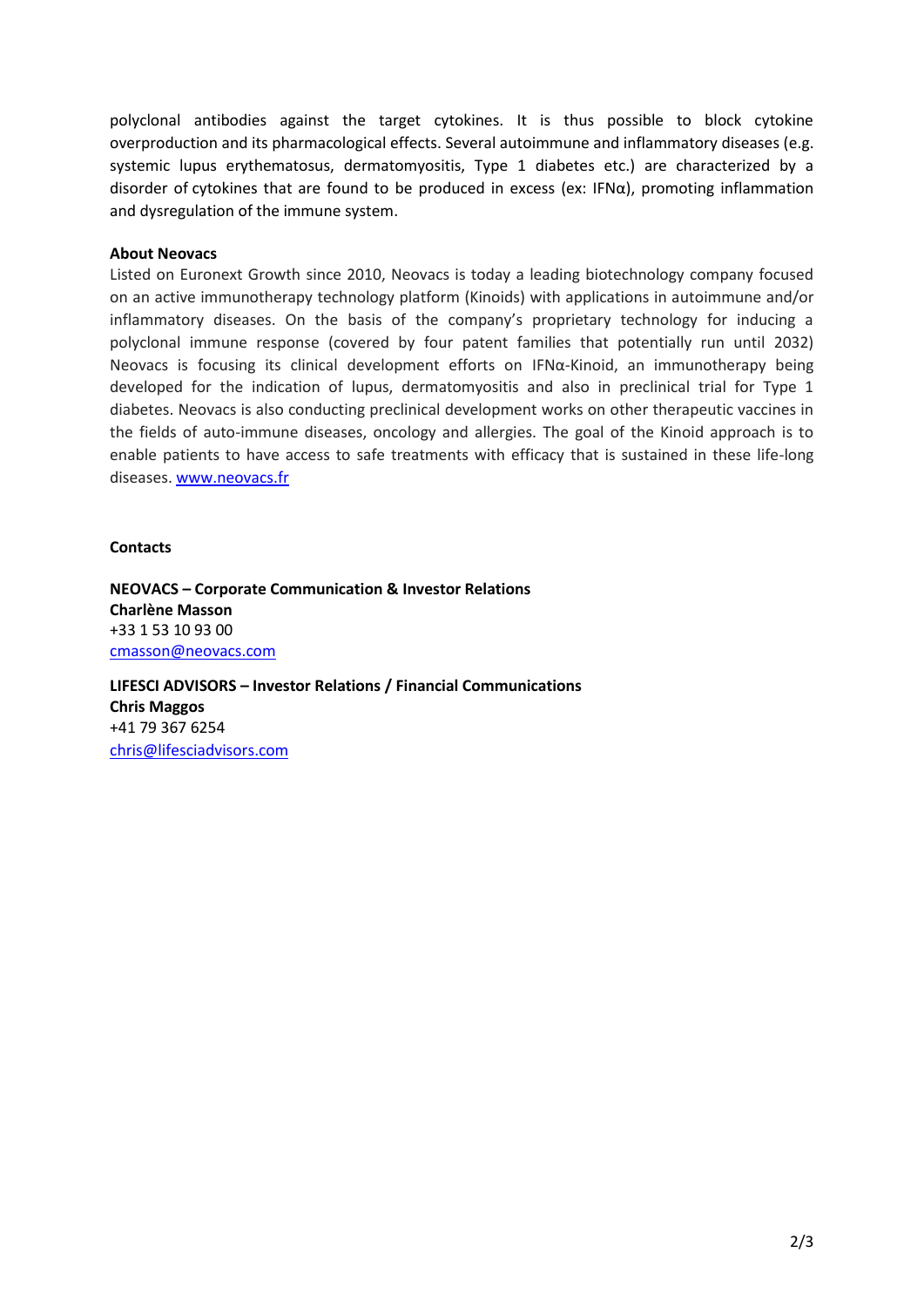polyclonal antibodies against the target cytokines. It is thus possible to block cytokine overproduction and its pharmacological effects. Several autoimmune and inflammatory diseases (e.g. systemic lupus erythematosus, dermatomyositis, Type 1 diabetes etc.) are characterized by a disorder of cytokines that are found to be produced in excess (ex: IFNα), promoting inflammation and dysregulation of the immune system.

**About Neovacs**

Listed on Euronext Growth since 2010, Neovacs is today a leading biotechnology company focused on an active immunotherapy technology platform (Kinoids) with applications in autoimmune and/or inflammatory diseases. On the basis of the company's proprietary technology for inducing a polyclonal immune response (covered by four patent families that potentially run until 2032) Neovacs is focusing its clinical development efforts on IFNα-Kinoid, an immunotherapy being developed for the indication of lupus, dermatomyositis and also in preclinical trial for Type 1 diabetes. Neovacs is also conducting preclinical development works on other therapeutic vaccines in the fields of auto-immune diseases, oncology and allergies. The goal of the Kinoid approach is to enable patients to have access to safe treatments with efficacy that is sustained in these life-long diseases. www.neovacs.fr

**Contacts**

**NEOVACS – Corporate Communication & Investor Relations**
**Charlène Masson**
+33 1 53 10 93 00
cmasson@neovacs.com

**LIFESCI ADVISORS – Investor Relations / Financial Communications**
**Chris Maggos**
+41 79 367 6254
chris@lifesciadvisors.com